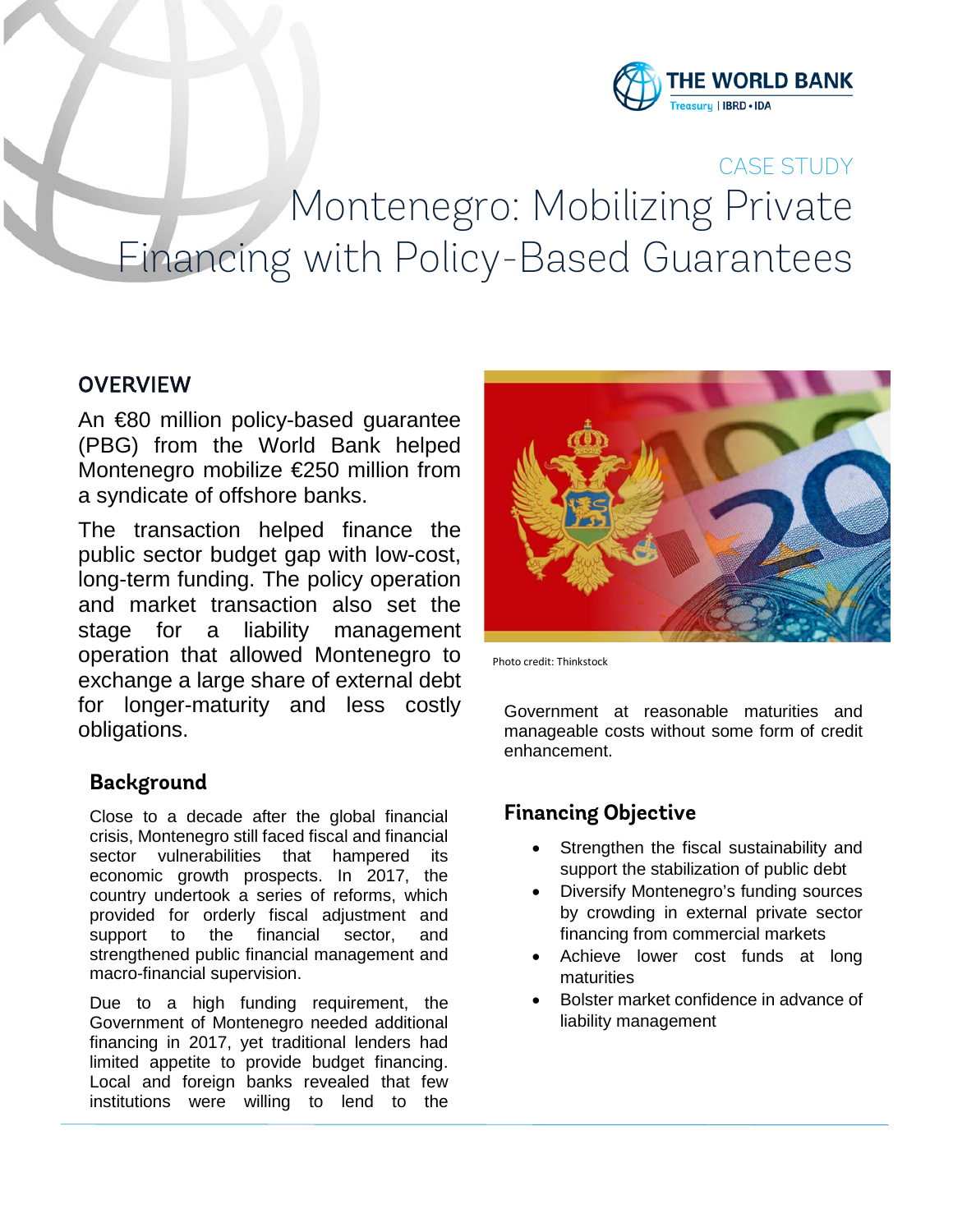THE WORLD BANK
Treasury | IBRD • IDA

CASE STUDY

# Montenegro: Mobilizing Private Financing with Policy-Based Guarantees

## OVERVIEW

An €80 million policy-based guarantee (PBG) from the World Bank helped Montenegro mobilize €250 million from a syndicate of offshore banks.

The transaction helped finance the public sector budget gap with low-cost, long-term funding. The policy operation and market transaction also set the stage for a liability management operation that allowed Montenegro to exchange a large share of external debt for longer-maturity and less costly obligations.

Photo credit: Thinkstock

### Background

Close to a decade after the global financial crisis, Montenegro still faced fiscal and financial sector vulnerabilities that hampered its economic growth prospects. In 2017, the country undertook a series of reforms, which provided for orderly fiscal adjustment and support to the financial sector, and strengthened public financial management and macro-financial supervision.

Due to a high funding requirement, the Government of Montenegro needed additional financing in 2017, yet traditional lenders had limited appetite to provide budget financing. Local and foreign banks revealed that few institutions were willing to lend to the Government at reasonable maturities and manageable costs without some form of credit enhancement.

### Financing Objective

- Strengthen the fiscal sustainability and support the stabilization of public debt
- Diversify Montenegro's funding sources by crowding in external private sector financing from commercial markets
- Achieve lower cost funds at long maturities
- Bolster market confidence in advance of liability management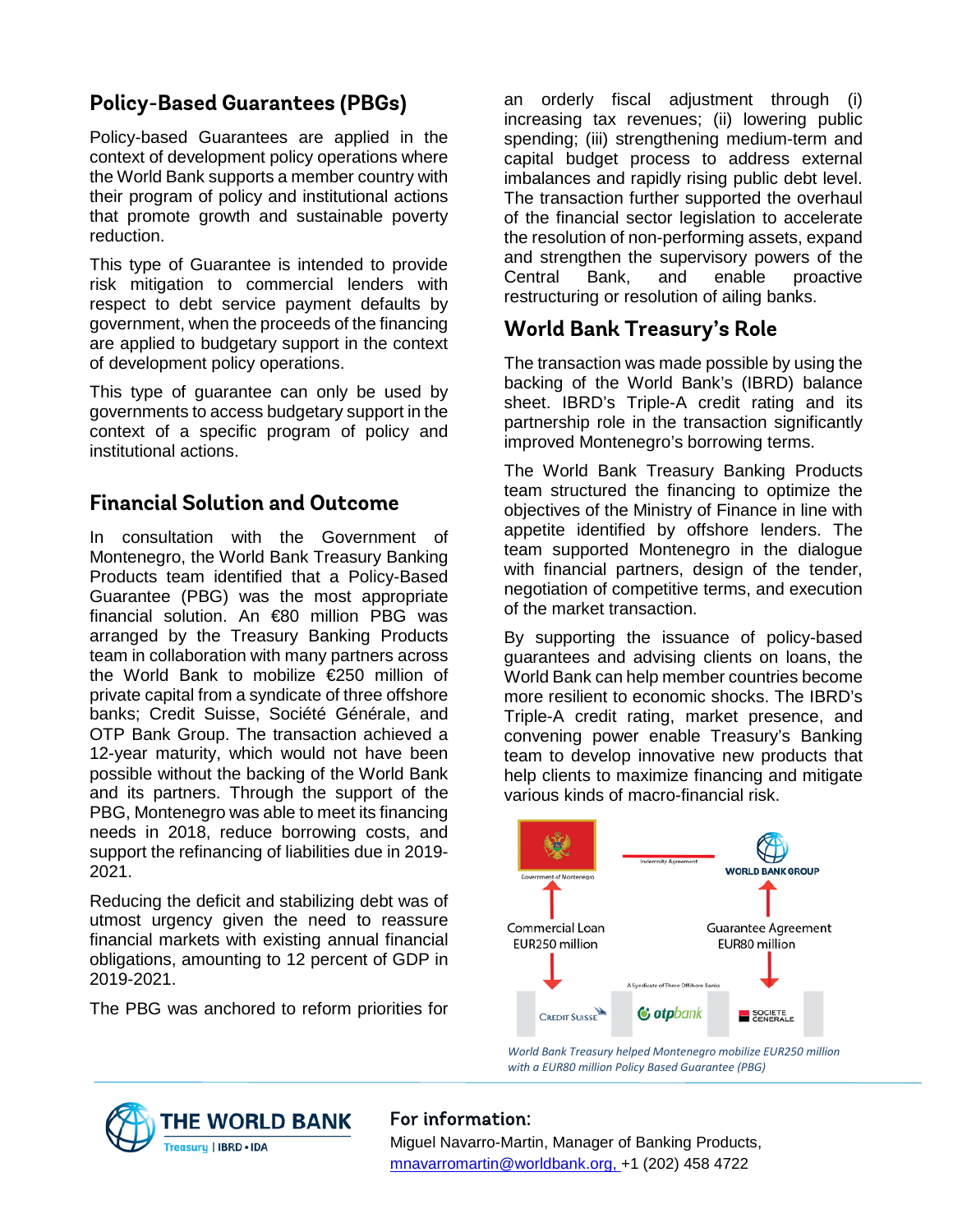## Policy-Based Guarantees (PBGs)

Policy-based Guarantees are applied in the context of development policy operations where the World Bank supports a member country with their program of policy and institutional actions that promote growth and sustainable poverty reduction.

This type of Guarantee is intended to provide risk mitigation to commercial lenders with respect to debt service payment defaults by government, when the proceeds of the financing are applied to budgetary support in the context of development policy operations.

This type of guarantee can only be used by governments to access budgetary support in the context of a specific program of policy and institutional actions.

## Financial Solution and Outcome

In consultation with the Government of Montenegro, the World Bank Treasury Banking Products team identified that a Policy-Based Guarantee (PBG) was the most appropriate financial solution. An €80 million PBG was arranged by the Treasury Banking Products team in collaboration with many partners across the World Bank to mobilize €250 million of private capital from a syndicate of three offshore banks; Credit Suisse, Société Générale, and OTP Bank Group. The transaction achieved a 12-year maturity, which would not have been possible without the backing of the World Bank and its partners. Through the support of the PBG, Montenegro was able to meet its financing needs in 2018, reduce borrowing costs, and support the refinancing of liabilities due in 2019-2021.

Reducing the deficit and stabilizing debt was of utmost urgency given the need to reassure financial markets with existing annual financial obligations, amounting to 12 percent of GDP in 2019-2021.

The PBG was anchored to reform priorities for an orderly fiscal adjustment through (i) increasing tax revenues; (ii) lowering public spending; (iii) strengthening medium-term and capital budget process to address external imbalances and rapidly rising public debt level. The transaction further supported the overhaul of the financial sector legislation to accelerate the resolution of non-performing assets, expand and strengthen the supervisory powers of the Central Bank, and enable proactive restructuring or resolution of ailing banks.

## World Bank Treasury's Role

The transaction was made possible by using the backing of the World Bank's (IBRD) balance sheet. IBRD's Triple-A credit rating and its partnership role in the transaction significantly improved Montenegro's borrowing terms.

The World Bank Treasury Banking Products team structured the financing to optimize the objectives of the Ministry of Finance in line with appetite identified by offshore lenders. The team supported Montenegro in the dialogue with financial partners, design of the tender, negotiation of competitive terms, and execution of the market transaction.

By supporting the issuance of policy-based guarantees and advising clients on loans, the World Bank can help member countries become more resilient to economic shocks. The IBRD's Triple-A credit rating, market presence, and convening power enable Treasury's Banking team to develop innovative new products that help clients to maximize financing and mitigate various kinds of macro-financial risk.

Government of Montenegro

Indemnity Agreement

WORLD BANK GROUP

Commercial Loan
EUR250 million

Guarantee Agreement
EUR80 million

A Syndicate of Three Offshore Banks

CREDIT SUISSE

otpbank

SOCIETE GENERALE

*World Bank Treasury helped Montenegro mobilize EUR250 million with a EUR80 million Policy Based Guarantee (PBG)*

THE WORLD BANK
Treasury | IBRD • IDA

### For information:

Miguel Navarro-Martin, Manager of Banking Products,
mnavarromartin@worldbank.org, +1 (202) 458 4722